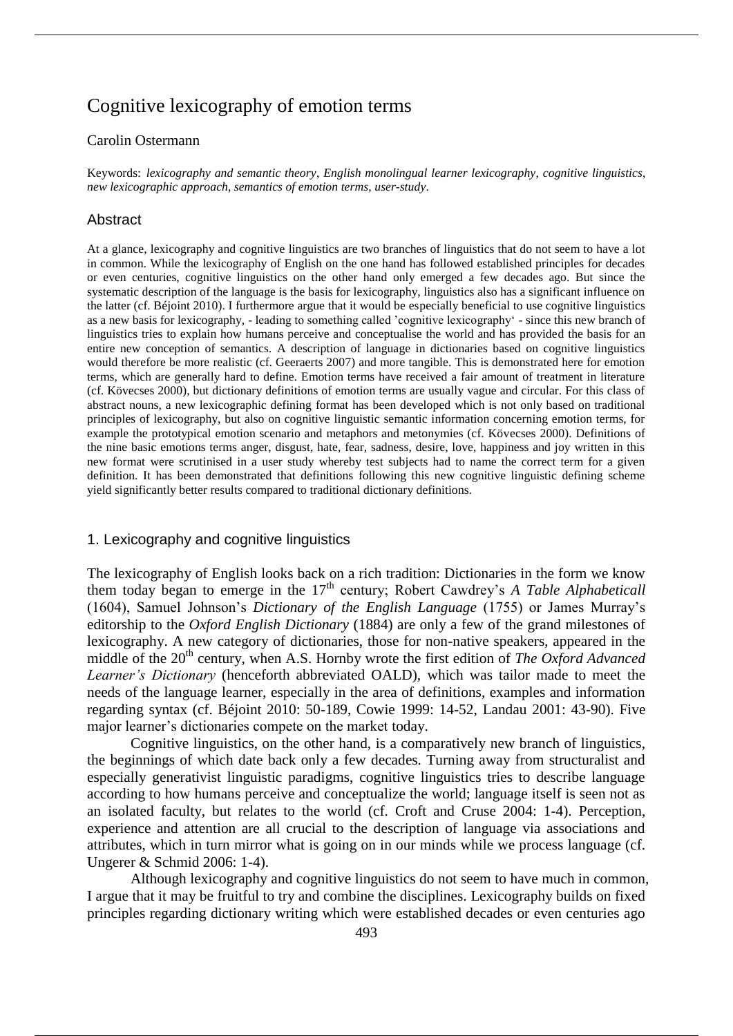# Cognitive lexicography of emotion terms

Carolin Ostermann

Keywords: *lexicography and semantic theory*, *English monolingual learner lexicography*, *cognitive linguistics*, *new lexicographic approach*, *semantics of emotion terms*, *user-study*.

## Abstract

At a glance, lexicography and cognitive linguistics are two branches of linguistics that do not seem to have a lot in common. While the lexicography of English on the one hand has followed established principles for decades or even centuries, cognitive linguistics on the other hand only emerged a few decades ago. But since the systematic description of the language is the basis for lexicography, linguistics also has a significant influence on the latter (cf. Béjoint 2010). I furthermore argue that it would be especially beneficial to use cognitive linguistics as a new basis for lexicography, - leading to something called 'cognitive lexicography' - since this new branch of linguistics tries to explain how humans perceive and conceptualise the world and has provided the basis for an entire new conception of semantics. A description of language in dictionaries based on cognitive linguistics would therefore be more realistic (cf. Geeraerts 2007) and more tangible. This is demonstrated here for emotion terms, which are generally hard to define. Emotion terms have received a fair amount of treatment in literature (cf. Kövecses 2000), but dictionary definitions of emotion terms are usually vague and circular. For this class of abstract nouns, a new lexicographic defining format has been developed which is not only based on traditional principles of lexicography, but also on cognitive linguistic semantic information concerning emotion terms, for example the prototypical emotion scenario and metaphors and metonymies (cf. Kövecses 2000). Definitions of the nine basic emotions terms anger, disgust, hate, fear, sadness, desire, love, happiness and joy written in this new format were scrutinised in a user study whereby test subjects had to name the correct term for a given definition. It has been demonstrated that definitions following this new cognitive linguistic defining scheme yield significantly better results compared to traditional dictionary definitions.

## 1. Lexicography and cognitive linguistics

The lexicography of English looks back on a rich tradition: Dictionaries in the form we know them today began to emerge in the 17th century; Robert Cawdrey's *A Table Alphabeticall* (1604), Samuel Johnson's *Dictionary of the English Language* (1755) or James Murray's editorship to the *Oxford English Dictionary* (1884) are only a few of the grand milestones of lexicography. A new category of dictionaries, those for non-native speakers, appeared in the middle of the 20th century, when A.S. Hornby wrote the first edition of *The Oxford Advanced Learner's Dictionary* (henceforth abbreviated OALD), which was tailor made to meet the needs of the language learner, especially in the area of definitions, examples and information regarding syntax (cf. Béjoint 2010: 50-189, Cowie 1999: 14-52, Landau 2001: 43-90). Five major learner's dictionaries compete on the market today.

Cognitive linguistics, on the other hand, is a comparatively new branch of linguistics, the beginnings of which date back only a few decades. Turning away from structuralist and especially generativist linguistic paradigms, cognitive linguistics tries to describe language according to how humans perceive and conceptualize the world; language itself is seen not as an isolated faculty, but relates to the world (cf. Croft and Cruse 2004: 1-4). Perception, experience and attention are all crucial to the description of language via associations and attributes, which in turn mirror what is going on in our minds while we process language (cf. Ungerer & Schmid 2006: 1-4).

Although lexicography and cognitive linguistics do not seem to have much in common, I argue that it may be fruitful to try and combine the disciplines. Lexicography builds on fixed principles regarding dictionary writing which were established decades or even centuries ago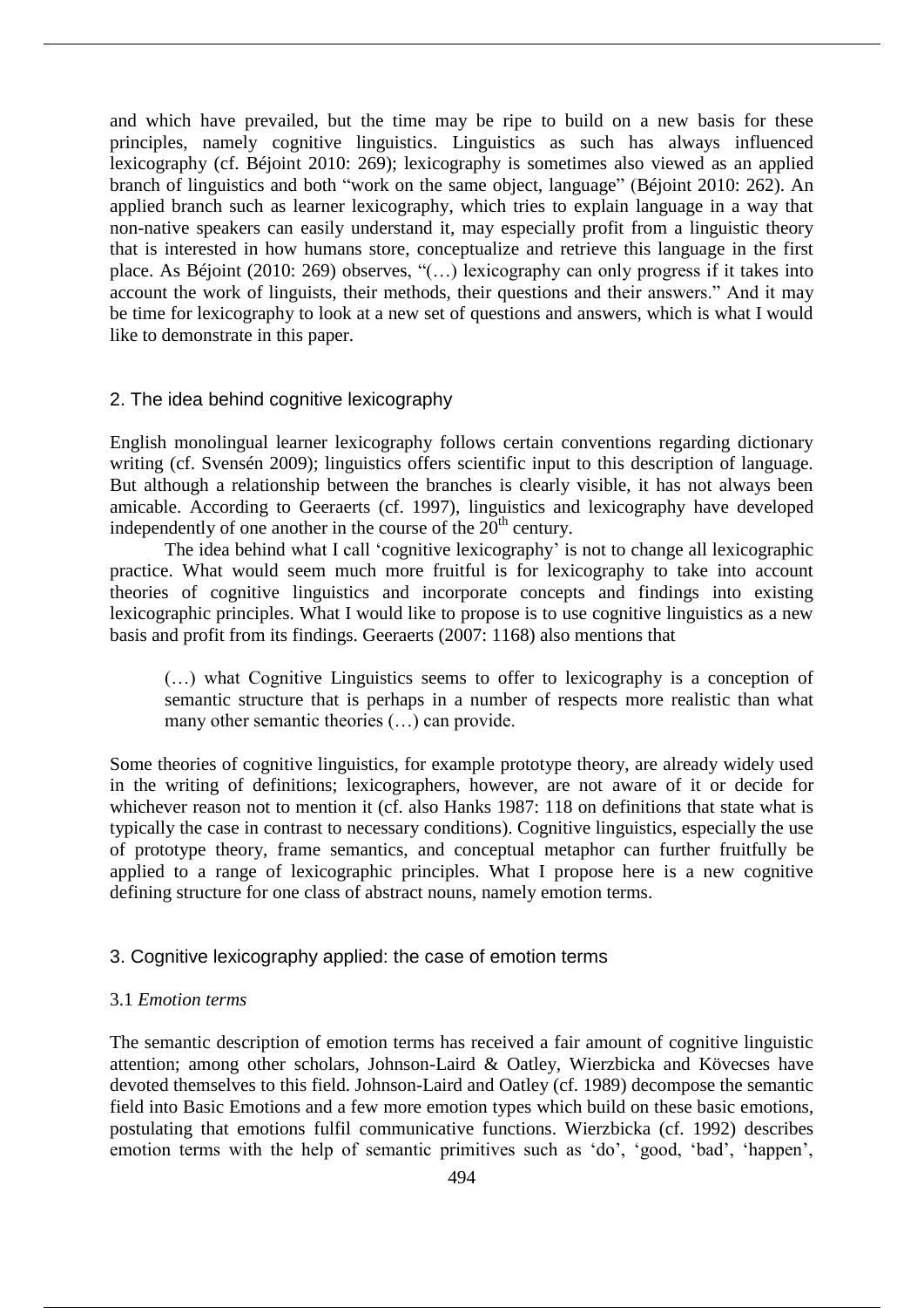and which have prevailed, but the time may be ripe to build on a new basis for these principles, namely cognitive linguistics. Linguistics as such has always influenced lexicography (cf. Béjoint 2010: 269); lexicography is sometimes also viewed as an applied branch of linguistics and both "work on the same object, language" (Béjoint 2010: 262). An applied branch such as learner lexicography, which tries to explain language in a way that non-native speakers can easily understand it, may especially profit from a linguistic theory that is interested in how humans store, conceptualize and retrieve this language in the first place. As Béjoint (2010: 269) observes, "(…) lexicography can only progress if it takes into account the work of linguists, their methods, their questions and their answers." And it may be time for lexicography to look at a new set of questions and answers, which is what I would like to demonstrate in this paper.

## 2. The idea behind cognitive lexicography

English monolingual learner lexicography follows certain conventions regarding dictionary writing (cf. Svensén 2009); linguistics offers scientific input to this description of language. But although a relationship between the branches is clearly visible, it has not always been amicable. According to Geeraerts (cf. 1997), linguistics and lexicography have developed independently of one another in the course of the 20th century.

The idea behind what I call 'cognitive lexicography' is not to change all lexicographic practice. What would seem much more fruitful is for lexicography to take into account theories of cognitive linguistics and incorporate concepts and findings into existing lexicographic principles. What I would like to propose is to use cognitive linguistics as a new basis and profit from its findings. Geeraerts (2007: 1168) also mentions that

> (…) what Cognitive Linguistics seems to offer to lexicography is a conception of semantic structure that is perhaps in a number of respects more realistic than what many other semantic theories (…) can provide.

Some theories of cognitive linguistics, for example prototype theory, are already widely used in the writing of definitions; lexicographers, however, are not aware of it or decide for whichever reason not to mention it (cf. also Hanks 1987: 118 on definitions that state what is typically the case in contrast to necessary conditions). Cognitive linguistics, especially the use of prototype theory, frame semantics, and conceptual metaphor can further fruitfully be applied to a range of lexicographic principles. What I propose here is a new cognitive defining structure for one class of abstract nouns, namely emotion terms.

## 3. Cognitive lexicography applied: the case of emotion terms

### 3.1 *Emotion terms*

The semantic description of emotion terms has received a fair amount of cognitive linguistic attention; among other scholars, Johnson-Laird & Oatley, Wierzbicka and Kövecses have devoted themselves to this field. Johnson-Laird and Oatley (cf. 1989) decompose the semantic field into Basic Emotions and a few more emotion types which build on these basic emotions, postulating that emotions fulfil communicative functions. Wierzbicka (cf. 1992) describes emotion terms with the help of semantic primitives such as 'do', 'good, 'bad', 'happen',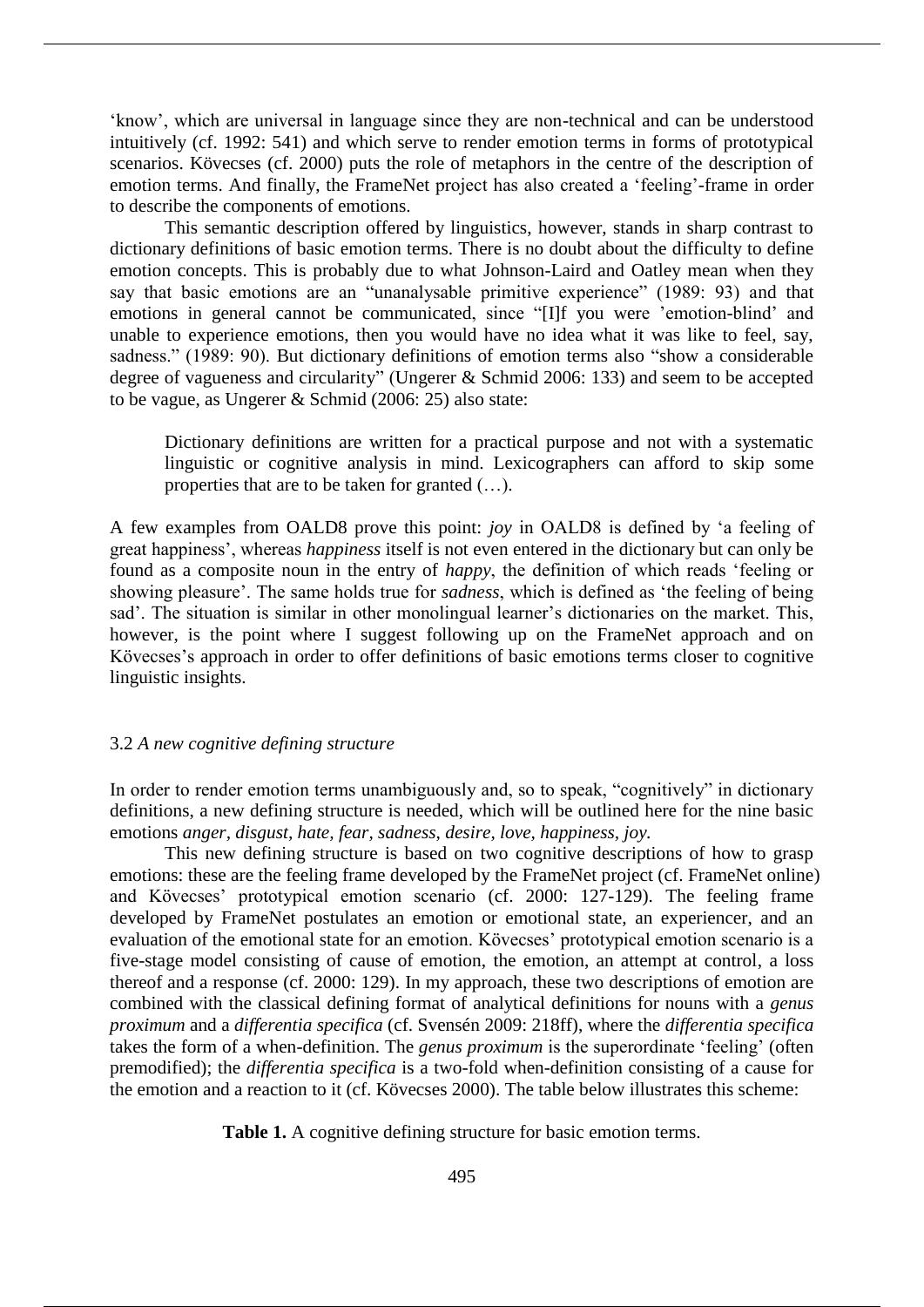'know', which are universal in language since they are non-technical and can be understood intuitively (cf. 1992: 541) and which serve to render emotion terms in forms of prototypical scenarios. Kövecses (cf. 2000) puts the role of metaphors in the centre of the description of emotion terms. And finally, the FrameNet project has also created a 'feeling'-frame in order to describe the components of emotions.

This semantic description offered by linguistics, however, stands in sharp contrast to dictionary definitions of basic emotion terms. There is no doubt about the difficulty to define emotion concepts. This is probably due to what Johnson-Laird and Oatley mean when they say that basic emotions are an "unanalysable primitive experience" (1989: 93) and that emotions in general cannot be communicated, since "[I]f you were 'emotion-blind' and unable to experience emotions, then you would have no idea what it was like to feel, say, sadness." (1989: 90). But dictionary definitions of emotion terms also "show a considerable degree of vagueness and circularity" (Ungerer & Schmid 2006: 133) and seem to be accepted to be vague, as Ungerer & Schmid (2006: 25) also state:

> Dictionary definitions are written for a practical purpose and not with a systematic linguistic or cognitive analysis in mind. Lexicographers can afford to skip some properties that are to be taken for granted (…).

A few examples from OALD8 prove this point: *joy* in OALD8 is defined by 'a feeling of great happiness', whereas *happiness* itself is not even entered in the dictionary but can only be found as a composite noun in the entry of *happy*, the definition of which reads 'feeling or showing pleasure'. The same holds true for *sadness*, which is defined as 'the feeling of being sad'. The situation is similar in other monolingual learner's dictionaries on the market. This, however, is the point where I suggest following up on the FrameNet approach and on Kövecses's approach in order to offer definitions of basic emotions terms closer to cognitive linguistic insights.

### 3.2 *A new cognitive defining structure*

In order to render emotion terms unambiguously and, so to speak, "cognitively" in dictionary definitions, a new defining structure is needed, which will be outlined here for the nine basic emotions *anger, disgust, hate, fear, sadness, desire, love, happiness, joy.*

This new defining structure is based on two cognitive descriptions of how to grasp emotions: these are the feeling frame developed by the FrameNet project (cf. FrameNet online) and Kövecses' prototypical emotion scenario (cf. 2000: 127-129). The feeling frame developed by FrameNet postulates an emotion or emotional state, an experiencer, and an evaluation of the emotional state for an emotion. Kövecses' prototypical emotion scenario is a five-stage model consisting of cause of emotion, the emotion, an attempt at control, a loss thereof and a response (cf. 2000: 129). In my approach, these two descriptions of emotion are combined with the classical defining format of analytical definitions for nouns with a *genus proximum* and a *differentia specifica* (cf. Svensén 2009: 218ff), where the *differentia specifica* takes the form of a when-definition. The *genus proximum* is the superordinate 'feeling' (often premodified); the *differentia specifica* is a two-fold when-definition consisting of a cause for the emotion and a reaction to it (cf. Kövecses 2000). The table below illustrates this scheme:

**Table 1.** A cognitive defining structure for basic emotion terms.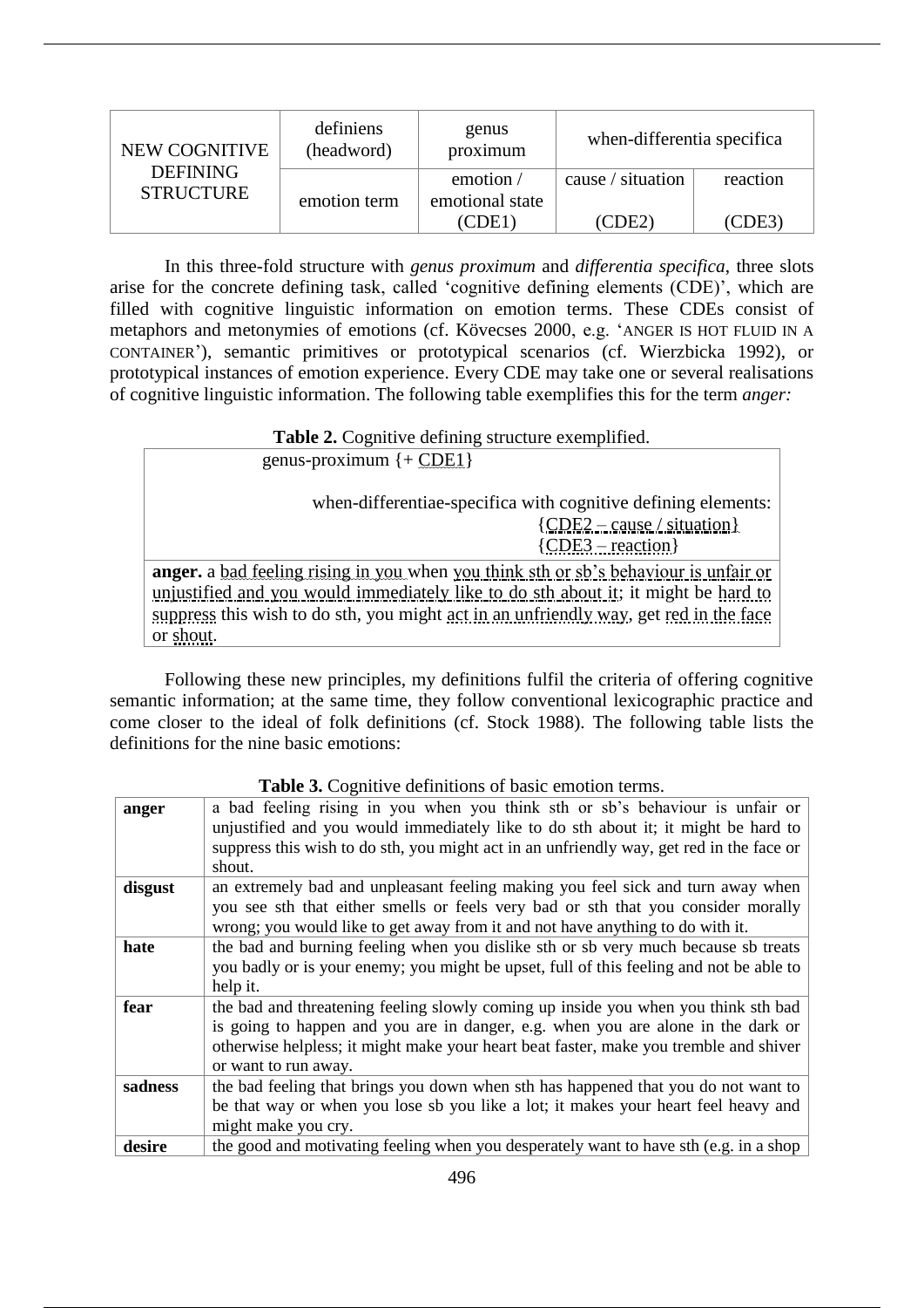| NEW COGNITIVE DEFINING STRUCTURE | definiens (headword) | genus proximum | when-differentia specifica | |
|---|---|---|---|---|
| | emotion term | emotion / emotional state (CDE1) | cause / situation (CDE2) | reaction (CDE3) |

In this three-fold structure with *genus proximum* and *differentia specifica*, three slots arise for the concrete defining task, called 'cognitive defining elements (CDE)', which are filled with cognitive linguistic information on emotion terms. These CDEs consist of metaphors and metonymies of emotions (cf. Kövecses 2000, e.g. 'ANGER IS HOT FLUID IN A CONTAINER'), semantic primitives or prototypical scenarios (cf. Wierzbicka 1992), or prototypical instances of emotion experience. Every CDE may take one or several realisations of cognitive linguistic information. The following table exemplifies this for the term *anger:*

**Table 2.** Cognitive defining structure exemplified.

| genus-proximum {+ CDE1}<br><br>when-differentiae-specifica with cognitive defining elements:<br>{CDE2 – cause / situation}<br>{CDE3 – reaction} |
|---|
| **anger.** a bad feeling rising in you when you think sth or sb's behaviour is unfair or unjustified and you would immediately like to do sth about it; it might be hard to suppress this wish to do sth, you might act in an unfriendly way, get red in the face or shout. |

Following these new principles, my definitions fulfil the criteria of offering cognitive semantic information; at the same time, they follow conventional lexicographic practice and come closer to the ideal of folk definitions (cf. Stock 1988). The following table lists the definitions for the nine basic emotions:

**Table 3.** Cognitive definitions of basic emotion terms.

| | |
|---|---|
| **anger** | a bad feeling rising in you when you think sth or sb's behaviour is unfair or unjustified and you would immediately like to do sth about it; it might be hard to suppress this wish to do sth, you might act in an unfriendly way, get red in the face or shout. |
| **disgust** | an extremely bad and unpleasant feeling making you feel sick and turn away when you see sth that either smells or feels very bad or sth that you consider morally wrong; you would like to get away from it and not have anything to do with it. |
| **hate** | the bad and burning feeling when you dislike sth or sb very much because sb treats you badly or is your enemy; you might be upset, full of this feeling and not be able to help it. |
| **fear** | the bad and threatening feeling slowly coming up inside you when you think sth bad is going to happen and you are in danger, e.g. when you are alone in the dark or otherwise helpless; it might make your heart beat faster, make you tremble and shiver or want to run away. |
| **sadness** | the bad feeling that brings you down when sth has happened that you do not want to be that way or when you lose sb you like a lot; it makes your heart feel heavy and might make you cry. |
| **desire** | the good and motivating feeling when you desperately want to have sth (e.g. in a shop |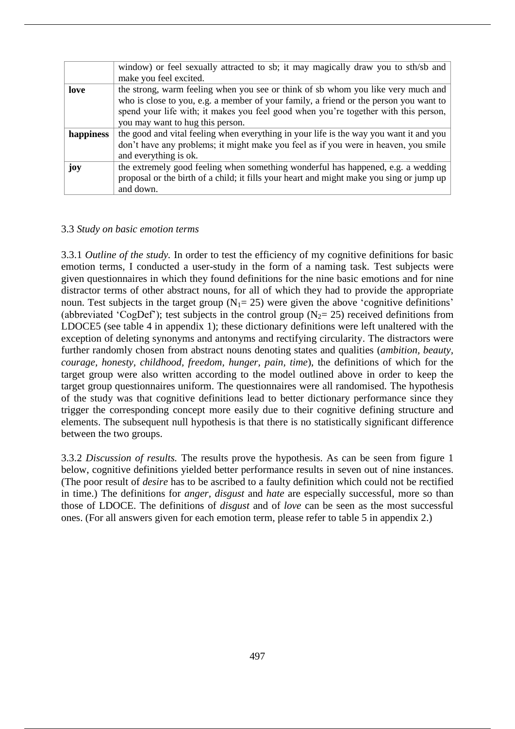| | |
|---|---|
| | window) or feel sexually attracted to sb; it may magically draw you to sth/sb and make you feel excited. |
| **love** | the strong, warm feeling when you see or think of sb whom you like very much and who is close to you, e.g. a member of your family, a friend or the person you want to spend your life with; it makes you feel good when you're together with this person, you may want to hug this person. |
| **happiness** | the good and vital feeling when everything in your life is the way you want it and you don't have any problems; it might make you feel as if you were in heaven, you smile and everything is ok. |
| **joy** | the extremely good feeling when something wonderful has happened, e.g. a wedding proposal or the birth of a child; it fills your heart and might make you sing or jump up and down. |

3.3 *Study on basic emotion terms*

3.3.1 *Outline of the study.* In order to test the efficiency of my cognitive definitions for basic emotion terms, I conducted a user-study in the form of a naming task. Test subjects were given questionnaires in which they found definitions for the nine basic emotions and for nine distractor terms of other abstract nouns, for all of which they had to provide the appropriate noun. Test subjects in the target group ($N_1$= 25) were given the above 'cognitive definitions' (abbreviated 'CogDef'); test subjects in the control group ($N_2$= 25) received definitions from LDOCE5 (see table 4 in appendix 1); these dictionary definitions were left unaltered with the exception of deleting synonyms and antonyms and rectifying circularity. The distractors were further randomly chosen from abstract nouns denoting states and qualities (*ambition, beauty, courage, honesty, childhood, freedom, hunger, pain, time*), the definitions of which for the target group were also written according to the model outlined above in order to keep the target group questionnaires uniform. The questionnaires were all randomised. The hypothesis of the study was that cognitive definitions lead to better dictionary performance since they trigger the corresponding concept more easily due to their cognitive defining structure and elements. The subsequent null hypothesis is that there is no statistically significant difference between the two groups.

3.3.2 *Discussion of results.* The results prove the hypothesis. As can be seen from figure 1 below, cognitive definitions yielded better performance results in seven out of nine instances. (The poor result of *desire* has to be ascribed to a faulty definition which could not be rectified in time.) The definitions for *anger, disgust* and *hate* are especially successful, more so than those of LDOCE. The definitions of *disgust* and of *love* can be seen as the most successful ones. (For all answers given for each emotion term, please refer to table 5 in appendix 2.)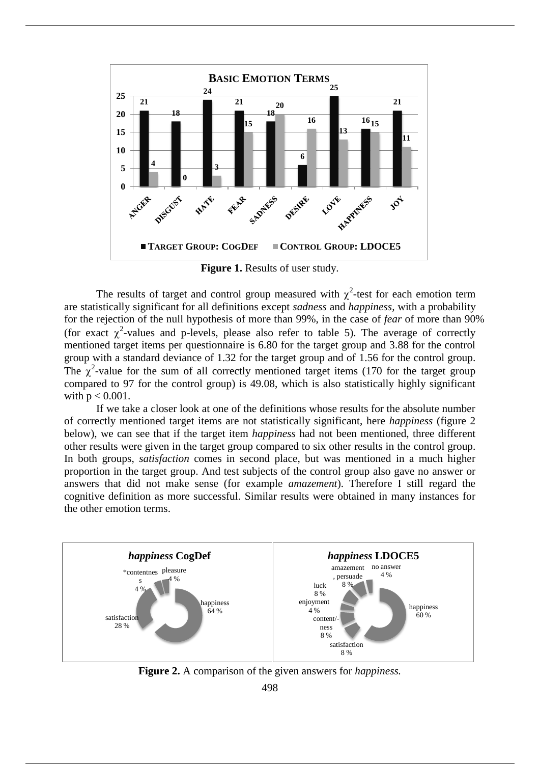**Figure 1.** Results of user study.

The results of target and control group measured with $\chi^2$-test for each emotion term are statistically significant for all definitions except *sadness* and *happiness*, with a probability for the rejection of the null hypothesis of more than 99%, in the case of *fear* of more than 90% (for exact $\chi^2$-values and p-levels, please also refer to table 5). The average of correctly mentioned target items per questionnaire is 6.80 for the target group and 3.88 for the control group with a standard deviance of 1.32 for the target group and of 1.56 for the control group. The $\chi^2$-value for the sum of all correctly mentioned target items (170 for the target group compared to 97 for the control group) is 49.08, which is also statistically highly significant with $p < 0.001$.

If we take a closer look at one of the definitions whose results for the absolute number of correctly mentioned target items are not statistically significant, here *happiness* (figure 2 below), we can see that if the target item *happiness* had not been mentioned, three different other results were given in the target group compared to six other results in the control group. In both groups, *satisfaction* comes in second place, but was mentioned in a much higher proportion in the target group. And test subjects of the control group also gave no answer or answers that did not make sense (for example *amazement*). Therefore I still regard the cognitive definition as more successful. Similar results were obtained in many instances for the other emotion terms.

**Figure 2.** A comparison of the given answers for *happiness.*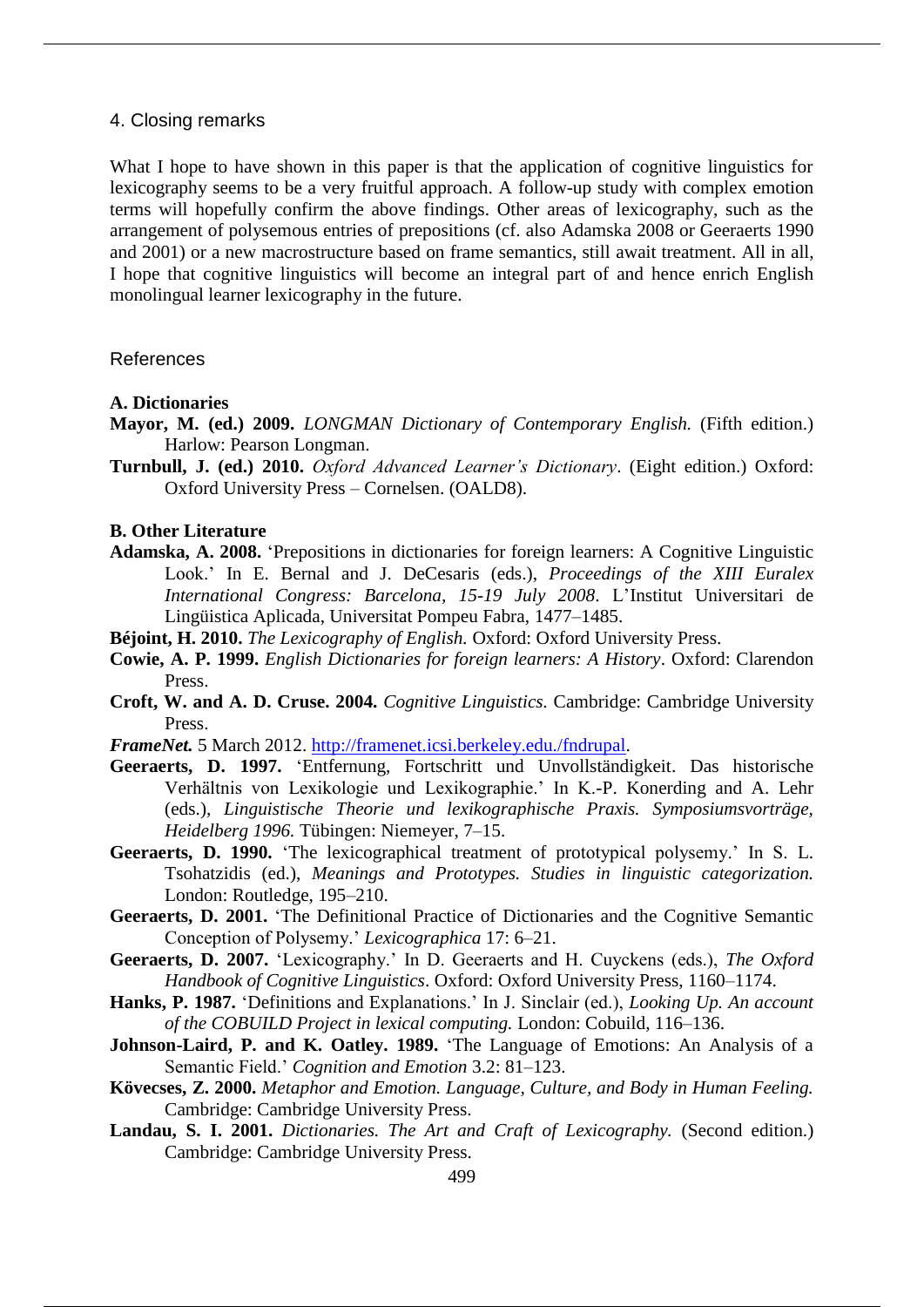## 4. Closing remarks

What I hope to have shown in this paper is that the application of cognitive linguistics for lexicography seems to be a very fruitful approach. A follow-up study with complex emotion terms will hopefully confirm the above findings. Other areas of lexicography, such as the arrangement of polysemous entries of prepositions (cf. also Adamska 2008 or Geeraerts 1990 and 2001) or a new macrostructure based on frame semantics, still await treatment. All in all, I hope that cognitive linguistics will become an integral part of and hence enrich English monolingual learner lexicography in the future.

## References

### A. Dictionaries

**Mayor, M. (ed.) 2009.** *LONGMAN Dictionary of Contemporary English.* (Fifth edition.) Harlow: Pearson Longman.

**Turnbull, J. (ed.) 2010.** *Oxford Advanced Learner's Dictionary*. (Eight edition.) Oxford: Oxford University Press – Cornelsen. (OALD8).

### B. Other Literature

**Adamska, A. 2008.** 'Prepositions in dictionaries for foreign learners: A Cognitive Linguistic Look.' In E. Bernal and J. DeCesaris (eds.), *Proceedings of the XIII Euralex International Congress: Barcelona, 15-19 July 2008*. L'Institut Universitari de Lingüistica Aplicada, Universitat Pompeu Fabra, 1477–1485.

**Béjoint, H. 2010.** *The Lexicography of English.* Oxford: Oxford University Press.

**Cowie, A. P. 1999.** *English Dictionaries for foreign learners: A History*. Oxford: Clarendon Press.

**Croft, W. and A. D. Cruse. 2004.** *Cognitive Linguistics.* Cambridge: Cambridge University Press.

***FrameNet.*** 5 March 2012. http://framenet.icsi.berkeley.edu./fndrupal.

**Geeraerts, D. 1997.** 'Entfernung, Fortschritt und Unvollständigkeit. Das historische Verhältnis von Lexikologie und Lexikographie.' In K.-P. Konerding and A. Lehr (eds.), *Linguistische Theorie und lexikographische Praxis. Symposiumsvorträge, Heidelberg 1996.* Tübingen: Niemeyer, 7–15.

**Geeraerts, D. 1990.** 'The lexicographical treatment of prototypical polysemy.' In S. L. Tsohatzidis (ed.), *Meanings and Prototypes. Studies in linguistic categorization.* London: Routledge, 195–210.

**Geeraerts, D. 2001.** 'The Definitional Practice of Dictionaries and the Cognitive Semantic Conception of Polysemy.' *Lexicographica* 17: 6–21.

**Geeraerts, D. 2007.** 'Lexicography.' In D. Geeraerts and H. Cuyckens (eds.), *The Oxford Handbook of Cognitive Linguistics*. Oxford: Oxford University Press, 1160–1174.

**Hanks, P. 1987.** 'Definitions and Explanations.' In J. Sinclair (ed.), *Looking Up. An account of the COBUILD Project in lexical computing.* London: Cobuild, 116–136.

**Johnson-Laird, P. and K. Oatley. 1989.** 'The Language of Emotions: An Analysis of a Semantic Field.' *Cognition and Emotion* 3.2: 81–123.

**Kövecses, Z. 2000.** *Metaphor and Emotion. Language, Culture, and Body in Human Feeling.* Cambridge: Cambridge University Press.

**Landau, S. I. 2001.** *Dictionaries. The Art and Craft of Lexicography.* (Second edition.) Cambridge: Cambridge University Press.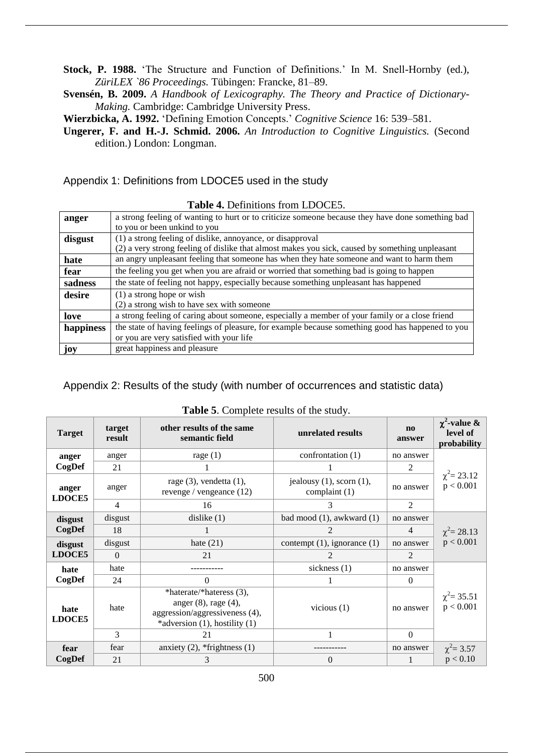**Stock, P. 1988.** 'The Structure and Function of Definitions.' In M. Snell-Hornby (ed.), *ZüriLEX `86 Proceedings.* Tübingen: Francke, 81–89.

**Svensén, B. 2009.** *A Handbook of Lexicography. The Theory and Practice of Dictionary-Making.* Cambridge: Cambridge University Press.

**Wierzbicka, A. 1992.** 'Defining Emotion Concepts.' *Cognitive Science* 16: 539–581.

**Ungerer, F. and H.-J. Schmid. 2006.** *An Introduction to Cognitive Linguistics.* (Second edition.) London: Longman.

## Appendix 1: Definitions from LDOCE5 used in the study

**Table 4.** Definitions from LDOCE5.

| | |
|---|---|
| **anger** | a strong feeling of wanting to hurt or to criticize someone because they have done something bad to you or been unkind to you |
| **disgust** | (1) a strong feeling of dislike, annoyance, or disapproval<br>(2) a very strong feeling of dislike that almost makes you sick, caused by something unpleasant |
| **hate** | an angry unpleasant feeling that someone has when they hate someone and want to harm them |
| **fear** | the feeling you get when you are afraid or worried that something bad is going to happen |
| **sadness** | the state of feeling not happy, especially because something unpleasant has happened |
| **desire** | (1) a strong hope or wish<br>(2) a strong wish to have sex with someone |
| **love** | a strong feeling of caring about someone, especially a member of your family or a close friend |
| **happiness** | the state of having feelings of pleasure, for example because something good has happened to you or you are very satisfied with your life |
| **joy** | great happiness and pleasure |

## Appendix 2: Results of the study (with number of occurrences and statistic data)

**Table 5**. Complete results of the study.

| Target | target result | other results of the same semantic field | unrelated results | no answer | $\chi^2$-value & level of probability |
|---|---|---|---|---|---|
| **anger CogDef** | anger | rage (1) | confrontation (1) | no answer | $\chi^2 = 23.12$ $p < 0.001$ |
| | 21 | 1 | 1 | 2 | |
| **anger LDOCE5** | anger | rage (3), vendetta (1), revenge / vengeance (12) | jealousy (1), scorn (1), complaint (1) | no answer | |
| | 4 | 16 | 3 | 2 | |
| **disgust CogDef** | disgust | dislike (1) | bad mood (1), awkward (1) | no answer | $\chi^2 = 28.13$ $p < 0.001$ |
| | 18 | 1 | 2 | 4 | |
| **disgust LDOCE5** | disgust | hate (21) | contempt (1), ignorance (1) | no answer | |
| | 0 | 21 | 2 | 2 | |
| **hate CogDef** | hate | ----------- | sickness (1) | no answer | $\chi^2 = 35.51$ $p < 0.001$ |
| | 24 | 0 | 1 | 0 | |
| **hate LDOCE5** | hate | *haterate/*hateress (3), anger (8), rage (4), aggression/aggressiveness (4), *adversion (1), hostility (1) | vicious (1) | no answer | |
| | 3 | 21 | 1 | 0 | |
| **fear CogDef** | fear | anxiety (2), *frightness (1) | ----------- | no answer | $\chi^2 = 3.57$ $p < 0.10$ |
| | 21 | 3 | 0 | 1 | |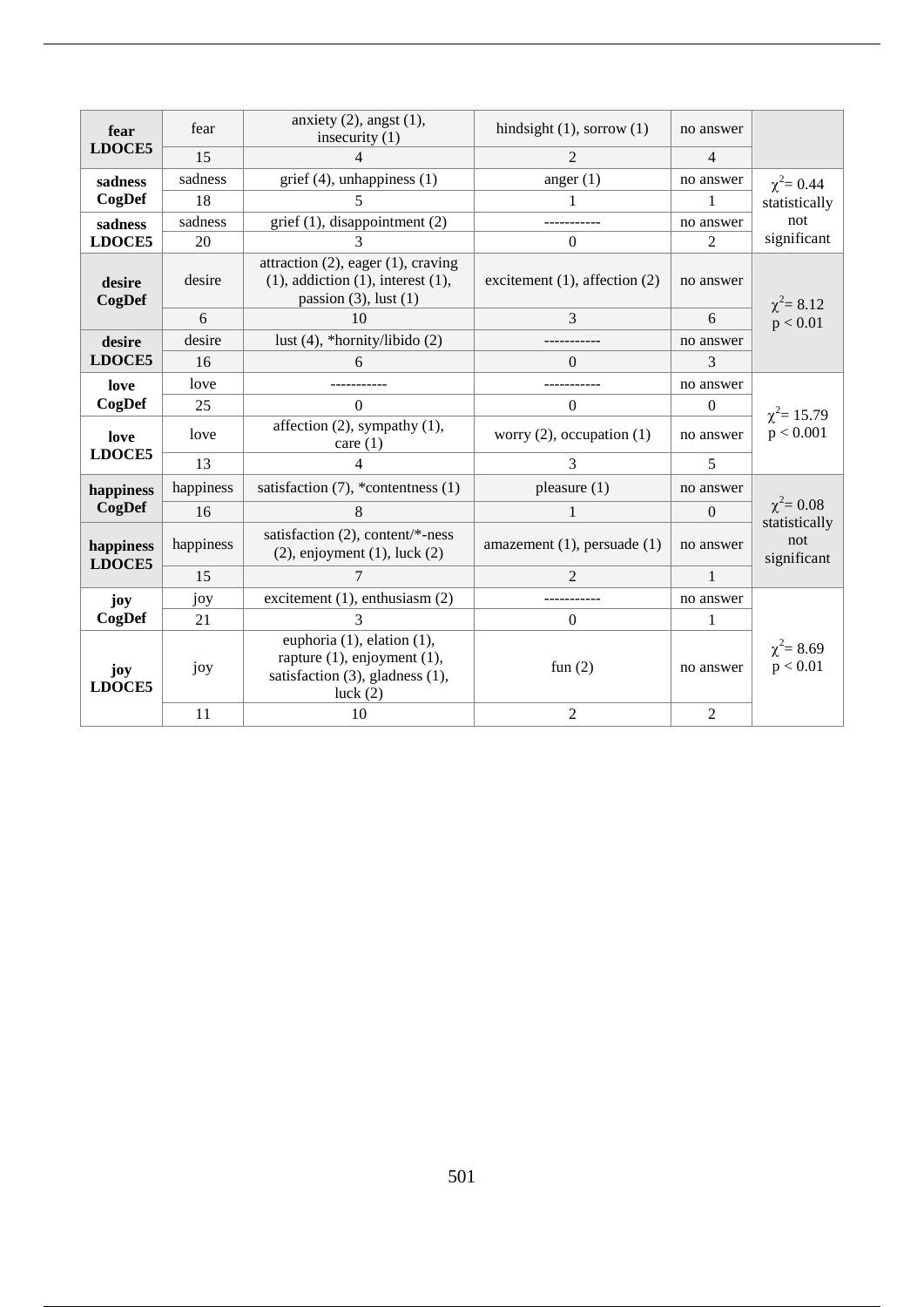| | | | | | |
|---|---|---|---|---|---|
| **fear LDOCE5** | fear | anxiety (2), angst (1), insecurity (1) | hindsight (1), sorrow (1) | no answer | |
| | 15 | 4 | 2 | 4 | |
| **sadness CogDef** | sadness | grief (4), unhappiness (1) | anger (1) | no answer | $\chi^2 = 0.44$ statistically not significant |
| | 18 | 5 | 1 | 1 | |
| **sadness LDOCE5** | sadness | grief (1), disappointment (2) | ----------- | no answer | |
| | 20 | 3 | 0 | 2 | |
| **desire CogDef** | desire | attraction (2), eager (1), craving (1), addiction (1), interest (1), passion (3), lust (1) | excitement (1), affection (2) | no answer | $\chi^2 = 8.12$ $p < 0.01$ |
| | 6 | 10 | 3 | 6 | |
| **desire LDOCE5** | desire | lust (4), *hornity/libido (2) | ----------- | no answer | |
| | 16 | 6 | 0 | 3 | |
| **love CogDef** | love | ----------- | ----------- | no answer | $\chi^2 = 15.79$ $p < 0.001$ |
| | 25 | 0 | 0 | 0 | |
| **love LDOCE5** | love | affection (2), sympathy (1), care (1) | worry (2), occupation (1) | no answer | |
| | 13 | 4 | 3 | 5 | |
| **happiness CogDef** | happiness | satisfaction (7), *contentness (1) | pleasure (1) | no answer | $\chi^2 = 0.08$ statistically not significant |
| | 16 | 8 | 1 | 0 | |
| **happiness LDOCE5** | happiness | satisfaction (2), content/*-ness (2), enjoyment (1), luck (2) | amazement (1), persuade (1) | no answer | |
| | 15 | 7 | 2 | 1 | |
| **joy CogDef** | joy | excitement (1), enthusiasm (2) | ----------- | no answer | $\chi^2 = 8.69$ $p < 0.01$ |
| | 21 | 3 | 0 | 1 | |
| **joy LDOCE5** | joy | euphoria (1), elation (1), rapture (1), enjoyment (1), satisfaction (3), gladness (1), luck (2) | fun (2) | no answer | |
| | 11 | 10 | 2 | 2 | |